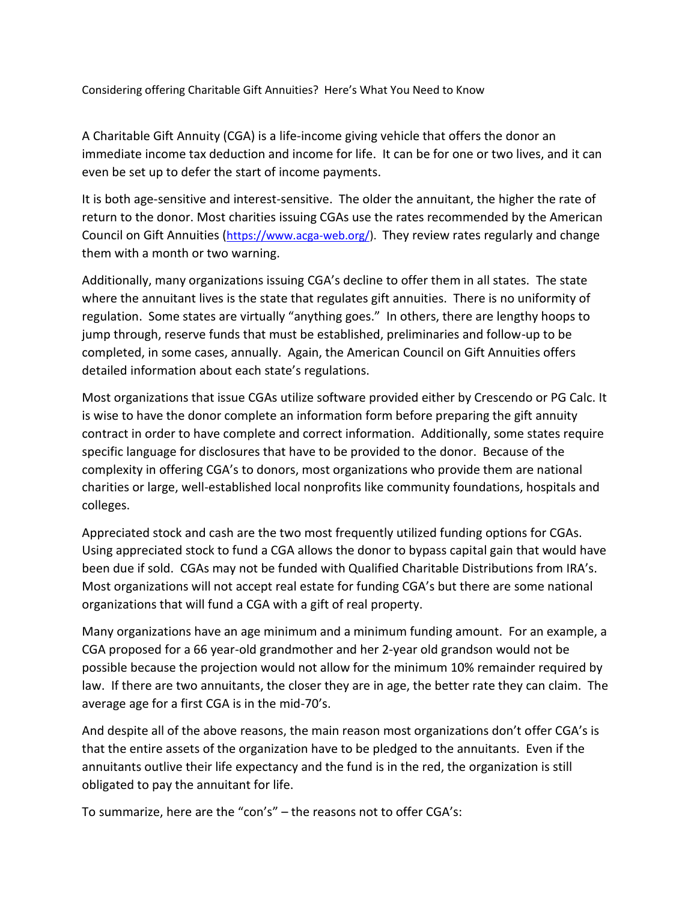# Considering offering Charitable Gift Annuities? Here's What You Need to Know

A Charitable Gift Annuity (CGA) is a life-income giving vehicle that offers the donor an immediate income tax deduction and income for life. It can be for one or two lives, and it can even be set up to defer the start of income payments.

It is both age-sensitive and interest-sensitive. The older the annuitant, the higher the rate of return to the donor. Most charities issuing CGAs use the rates recommended by the American Council on Gift Annuities (https://www.acga-web.org/). They review rates regularly and change them with a month or two warning.

Additionally, many organizations issuing CGA's decline to offer them in all states. The state where the annuitant lives is the state that regulates gift annuities. There is no uniformity of regulation. Some states are virtually "anything goes." In others, there are lengthy hoops to jump through, reserve funds that must be established, preliminaries and follow-up to be completed, in some cases, annually. Again, the American Council on Gift Annuities offers detailed information about each state's regulations.

Most organizations that issue CGAs utilize software provided either by Crescendo or PG Calc. It is wise to have the donor complete an information form before preparing the gift annuity contract in order to have complete and correct information. Additionally, some states require specific language for disclosures that have to be provided to the donor. Because of the complexity in offering CGA's to donors, most organizations who provide them are national charities or large, well-established local nonprofits like community foundations, hospitals and colleges.

Appreciated stock and cash are the two most frequently utilized funding options for CGAs. Using appreciated stock to fund a CGA allows the donor to bypass capital gain that would have been due if sold. CGAs may not be funded with Qualified Charitable Distributions from IRA's. Most organizations will not accept real estate for funding CGA's but there are some national organizations that will fund a CGA with a gift of real property.

Many organizations have an age minimum and a minimum funding amount. For an example, a CGA proposed for a 66 year-old grandmother and her 2-year old grandson would not be possible because the projection would not allow for the minimum 10% remainder required by law. If there are two annuitants, the closer they are in age, the better rate they can claim. The average age for a first CGA is in the mid-70's.

And despite all of the above reasons, the main reason most organizations don't offer CGA's is that the entire assets of the organization have to be pledged to the annuitants. Even if the annuitants outlive their life expectancy and the fund is in the red, the organization is still obligated to pay the annuitant for life.

To summarize, here are the "con's" – the reasons not to offer CGA's: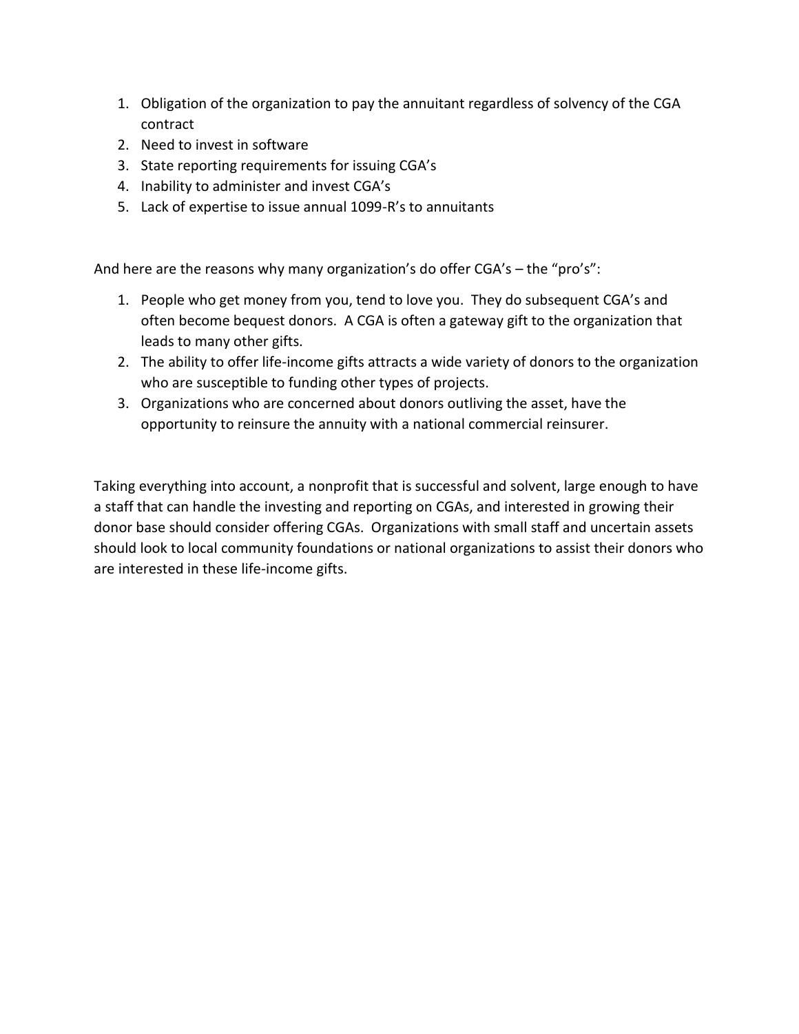1. Obligation of the organization to pay the annuitant regardless of solvency of the CGA contract
2. Need to invest in software
3. State reporting requirements for issuing CGA's
4. Inability to administer and invest CGA's
5. Lack of expertise to issue annual 1099-R's to annuitants

And here are the reasons why many organization's do offer CGA's – the "pro's":

1. People who get money from you, tend to love you. They do subsequent CGA's and often become bequest donors. A CGA is often a gateway gift to the organization that leads to many other gifts.
2. The ability to offer life-income gifts attracts a wide variety of donors to the organization who are susceptible to funding other types of projects.
3. Organizations who are concerned about donors outliving the asset, have the opportunity to reinsure the annuity with a national commercial reinsurer.

Taking everything into account, a nonprofit that is successful and solvent, large enough to have a staff that can handle the investing and reporting on CGAs, and interested in growing their donor base should consider offering CGAs. Organizations with small staff and uncertain assets should look to local community foundations or national organizations to assist their donors who are interested in these life-income gifts.